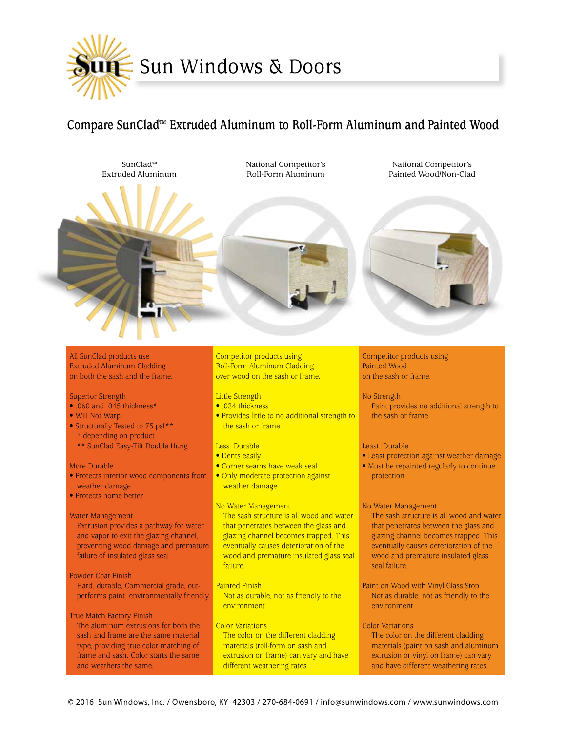# Sun Windows & Doors

## Compare SunClad™ Extruded Aluminum to Roll-Form Aluminum and Painted Wood

### SunClad™ Extruded Aluminum

All SunClad products use Extruded Aluminum Cladding on both the sash and the frame.

**Superior Strength**
- .060 and .045 thickness*
- Will Not Warp
- Structurally Tested to 75 psf**

\* depending on product
\*\* SunClad Easy-Tilt Double Hung

**More Durable**
- Protects interior wood components from weather damage
- Protects home better

**Water Management**

Extrusion provides a pathway for water and vapor to exit the glazing channel, preventing wood damage and premature failure of insulated glass seal.

**Powder Coat Finish**

Hard, durable, Commercial grade, out-performs paint, environmentally friendly

**True Match Factory Finish**

The aluminum extrusions for both the sash and frame are the same material type, providing true color matching of frame and sash. Color starts the same and weathers the same.

### National Competitor's Roll-Form Aluminum

Competitor products using Roll-Form Aluminum Cladding over wood on the sash or frame.

**Little Strength**
- .024 thickness
- Provides little to no additional strength to the sash or frame

**Less Durable**
- Dents easily
- Corner seams have weak seal
- Only moderate protection against weather damage

**No Water Management**

The sash structure is all wood and water that penetrates between the glass and glazing channel becomes trapped. This eventually causes deterioration of the wood and premature insulated glass seal failure.

**Painted Finish**

Not as durable, not as friendly to the environment

**Color Variations**

The color on the different cladding materials (roll-form on sash and extrusion on frame) can vary and have different weathering rates.

### National Competitor's Painted Wood/Non-Clad

Competitor products using Painted Wood on the sash or frame.

**No Strength**

Paint provides no additional strength to the sash or frame

**Least Durable**
- Least protection against weather damage
- Must be repainted regularly to continue protection

**No Water Management**

The sash structure is all wood and water that penetrates between the glass and glazing channel becomes trapped. This eventually causes deterioration of the wood and premature insulated glass seal failure.

**Paint on Wood with Vinyl Glass Stop**

Not as durable, not as friendly to the environment

**Color Variations**

The color on the different cladding materials (paint on sash and aluminum extrusion or vinyl on frame) can vary and have different weathering rates.

© 2016 Sun Windows, Inc. / Owensboro, KY 42303 / 270-684-0691 / info@sunwindows.com / www.sunwindows.com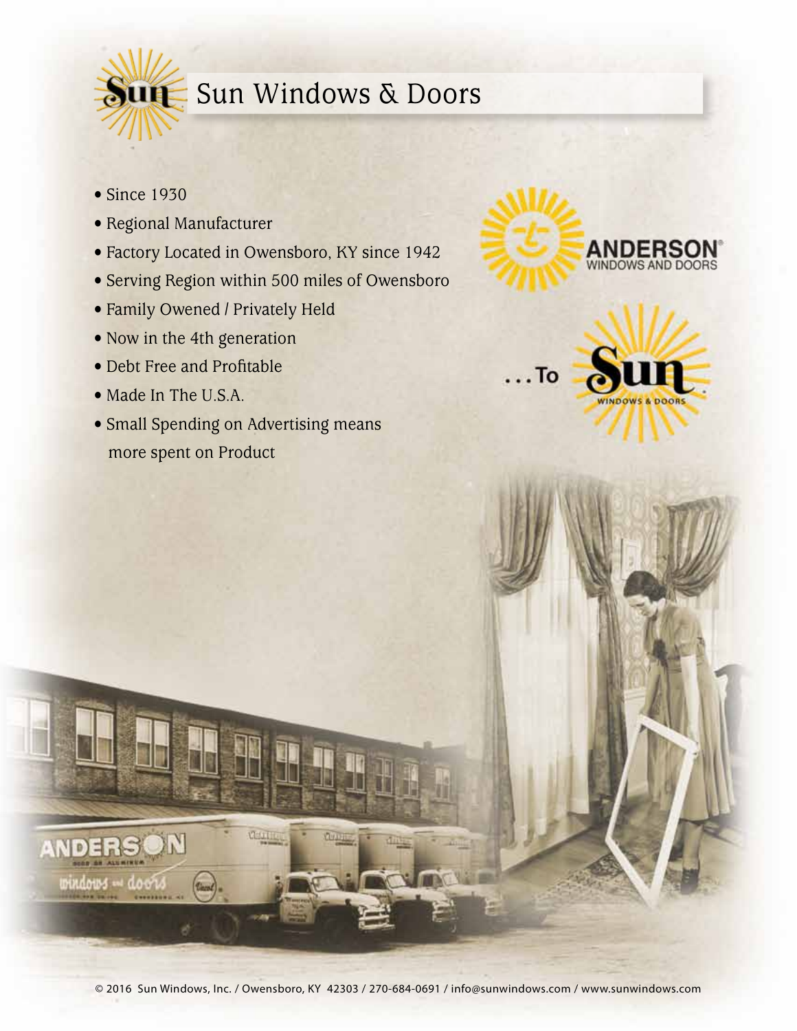# Sun Windows & Doors

- Since 1930
- Regional Manufacturer
- Factory Located in Owensboro, KY since 1942
- Serving Region within 500 miles of Owensboro
- Family Owened / Privately Held
- Now in the 4th generation
- Debt Free and Profitable
- Made In The U.S.A.
- Small Spending on Advertising means more spent on Product

ANDERSON WINDOWS AND DOORS

. . . To Sun WINDOWS & DOORS

© 2016 Sun Windows, Inc. / Owensboro, KY 42303 / 270-684-0691 / info@sunwindows.com / www.sunwindows.com